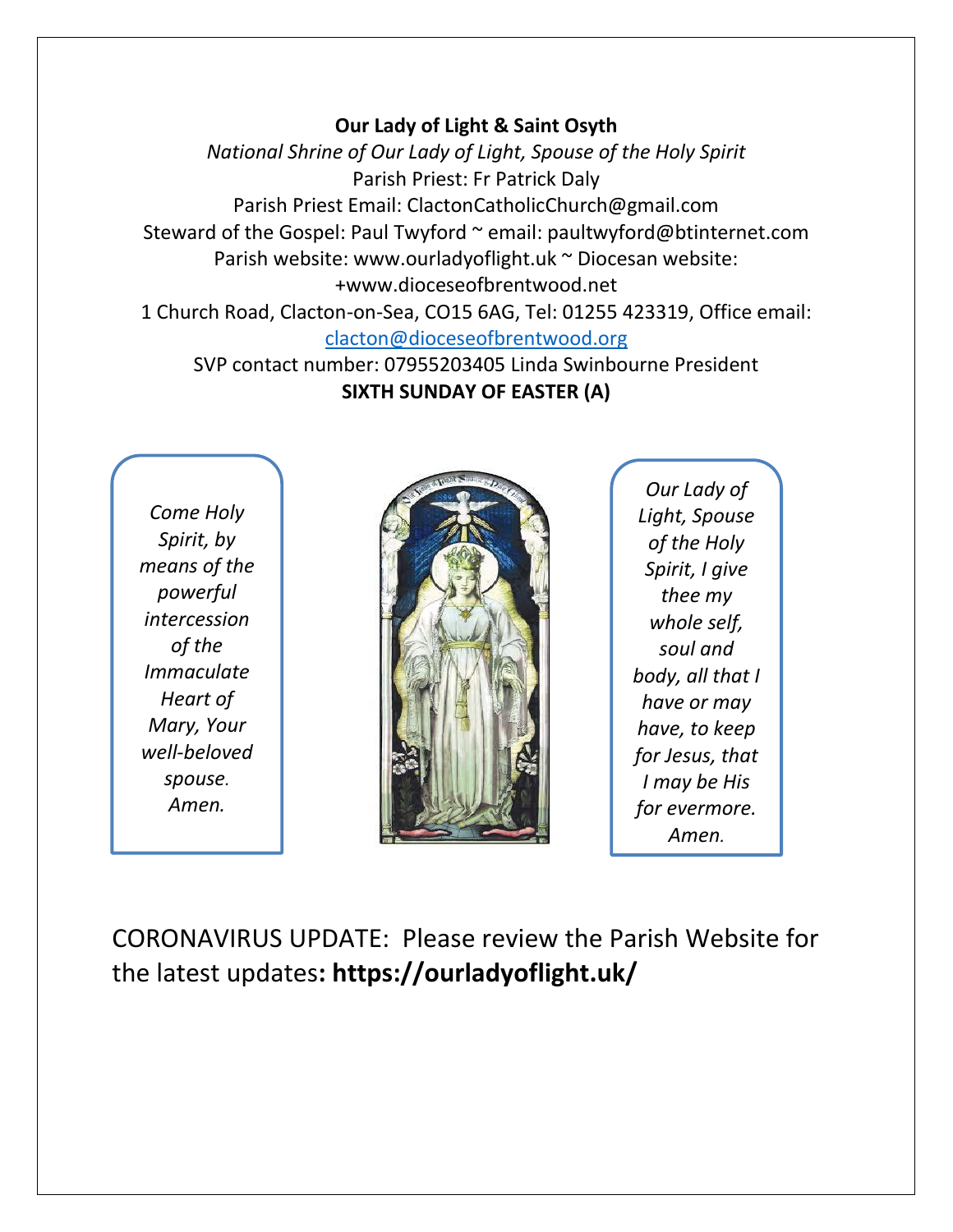**Our Lady of Light & Saint Osyth**

*National Shrine of Our Lady of Light, Spouse of the Holy Spirit*

Parish Priest: Fr Patrick Daly

Parish Priest Email: ClactonCatholicChurch@gmail.com

Steward of the Gospel: Paul Twyford ~ email: paultwyford@btinternet.com

Parish website: www.ourladyoflight.uk ~ Diocesan website: +www.dioceseofbrentwood.net

1 Church Road, Clacton-on-Sea, CO15 6AG, Tel: 01255 423319, Office email: [clacton@dioceseofbrentwood.org](mailto:clacton@dioceseofbrentwood.org)

SVP contact number: 07955203405 Linda Swinbourne President

**SIXTH SUNDAY OF EASTER (A)**

*Come Holy Spirit, by means of the powerful intercession of the Immaculate Heart of Mary, Your well-beloved spouse. Amen.*

*Our Lady of Light, Spouse of the Holy Spirit, I give thee my whole self, soul and body, all that I have or may have, to keep for Jesus, that I may be His for evermore. Amen.*

CORONAVIRUS UPDATE: Please review the Parish Website for the latest updates**: https://ourladyoflight.uk/**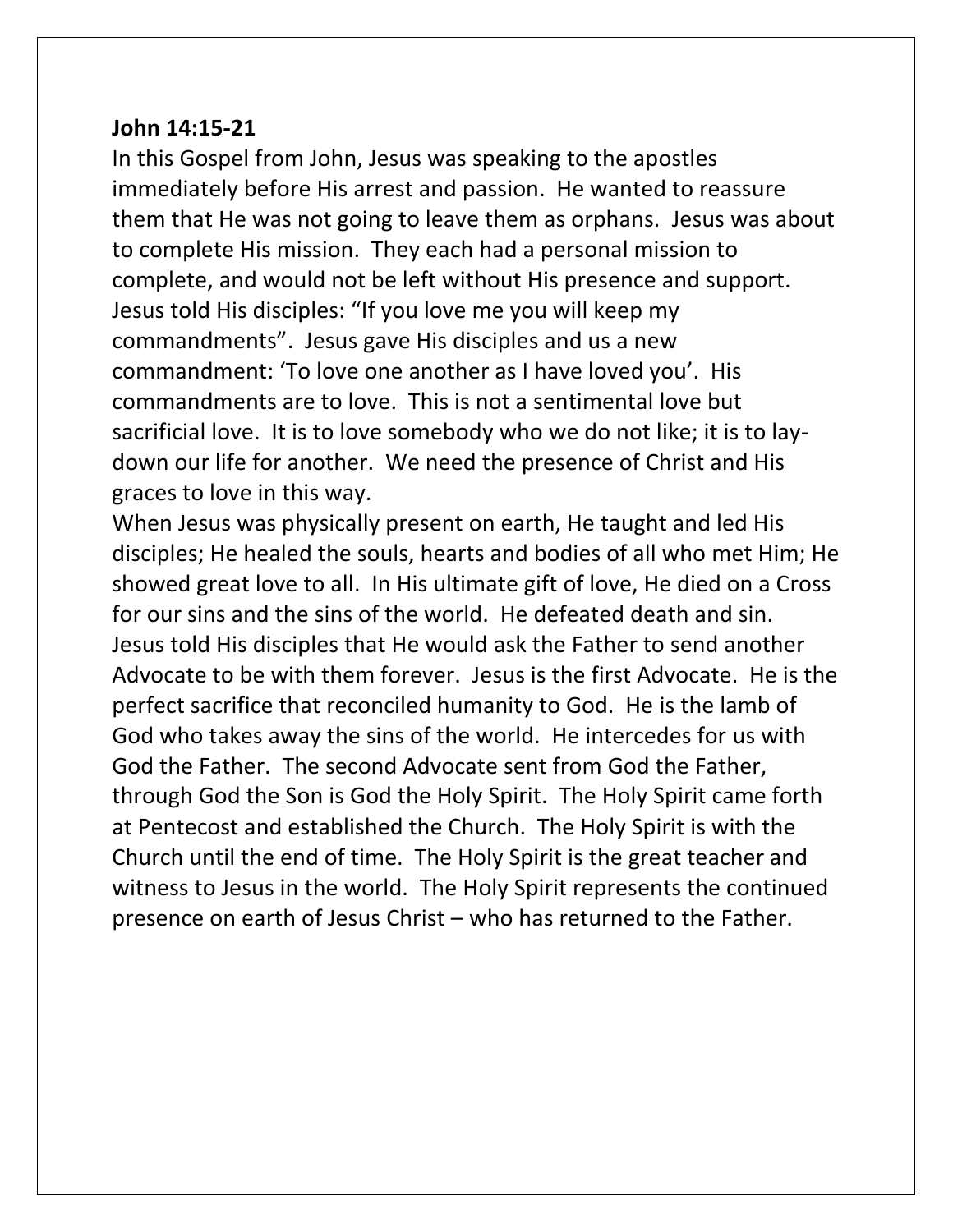**John 14:15-21**

In this Gospel from John, Jesus was speaking to the apostles immediately before His arrest and passion. He wanted to reassure them that He was not going to leave them as orphans. Jesus was about to complete His mission. They each had a personal mission to complete, and would not be left without His presence and support. Jesus told His disciples: "If you love me you will keep my commandments". Jesus gave His disciples and us a new commandment: 'To love one another as I have loved you'. His commandments are to love. This is not a sentimental love but sacrificial love. It is to love somebody who we do not like; it is to lay-down our life for another. We need the presence of Christ and His graces to love in this way.

When Jesus was physically present on earth, He taught and led His disciples; He healed the souls, hearts and bodies of all who met Him; He showed great love to all. In His ultimate gift of love, He died on a Cross for our sins and the sins of the world. He defeated death and sin. Jesus told His disciples that He would ask the Father to send another Advocate to be with them forever. Jesus is the first Advocate. He is the perfect sacrifice that reconciled humanity to God. He is the lamb of God who takes away the sins of the world. He intercedes for us with God the Father. The second Advocate sent from God the Father, through God the Son is God the Holy Spirit. The Holy Spirit came forth at Pentecost and established the Church. The Holy Spirit is with the Church until the end of time. The Holy Spirit is the great teacher and witness to Jesus in the world. The Holy Spirit represents the continued presence on earth of Jesus Christ – who has returned to the Father.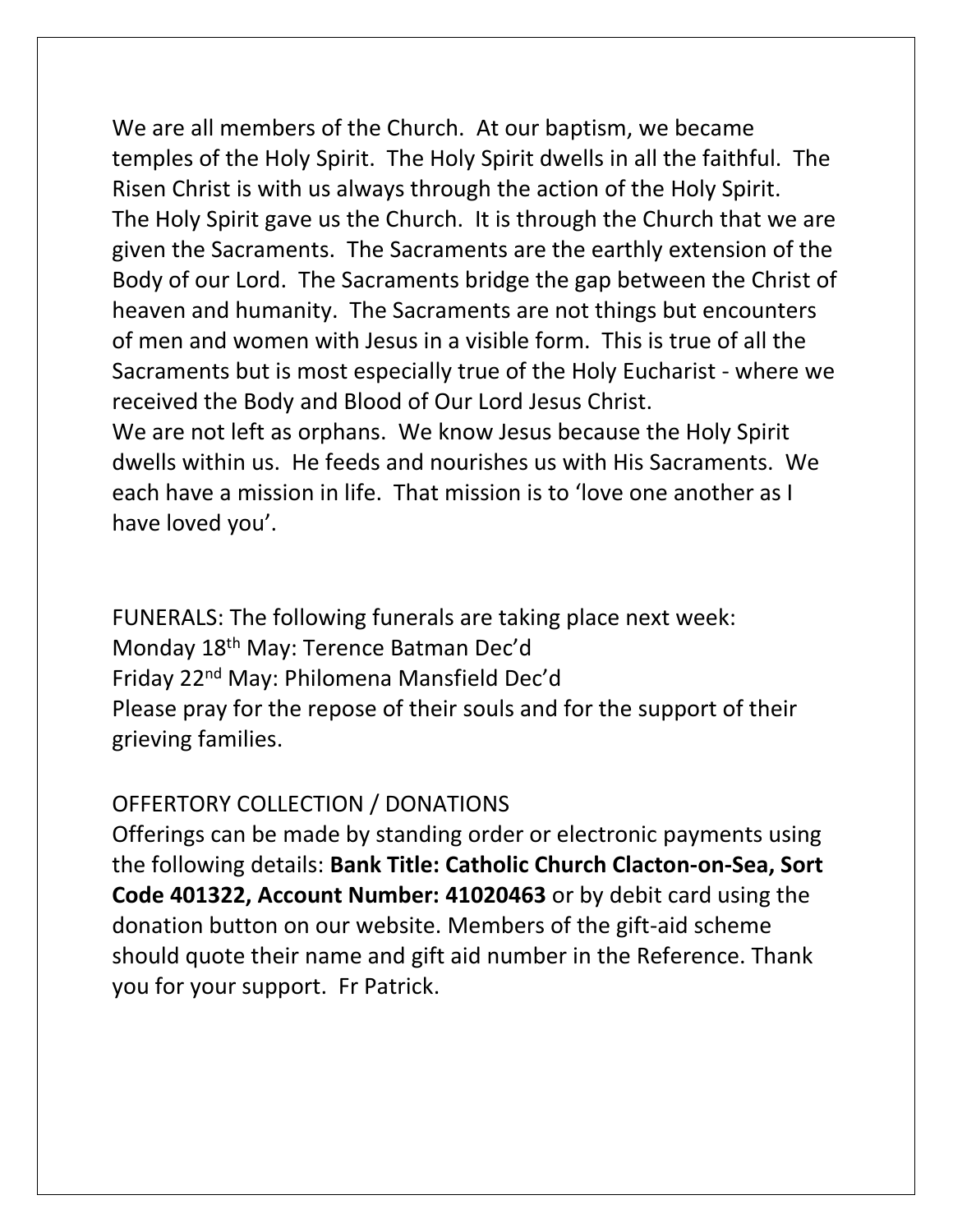We are all members of the Church. At our baptism, we became temples of the Holy Spirit. The Holy Spirit dwells in all the faithful. The Risen Christ is with us always through the action of the Holy Spirit. The Holy Spirit gave us the Church. It is through the Church that we are given the Sacraments. The Sacraments are the earthly extension of the Body of our Lord. The Sacraments bridge the gap between the Christ of heaven and humanity. The Sacraments are not things but encounters of men and women with Jesus in a visible form. This is true of all the Sacraments but is most especially true of the Holy Eucharist - where we received the Body and Blood of Our Lord Jesus Christ.

We are not left as orphans. We know Jesus because the Holy Spirit dwells within us. He feeds and nourishes us with His Sacraments. We each have a mission in life. That mission is to 'love one another as I have loved you'.

FUNERALS: The following funerals are taking place next week:
Monday 18th May: Terence Batman Dec'd
Friday 22nd May: Philomena Mansfield Dec'd
Please pray for the repose of their souls and for the support of their grieving families.

OFFERTORY COLLECTION / DONATIONS

Offerings can be made by standing order or electronic payments using the following details: **Bank Title: Catholic Church Clacton-on-Sea, Sort Code 401322, Account Number: 41020463** or by debit card using the donation button on our website. Members of the gift-aid scheme should quote their name and gift aid number in the Reference. Thank you for your support. Fr Patrick.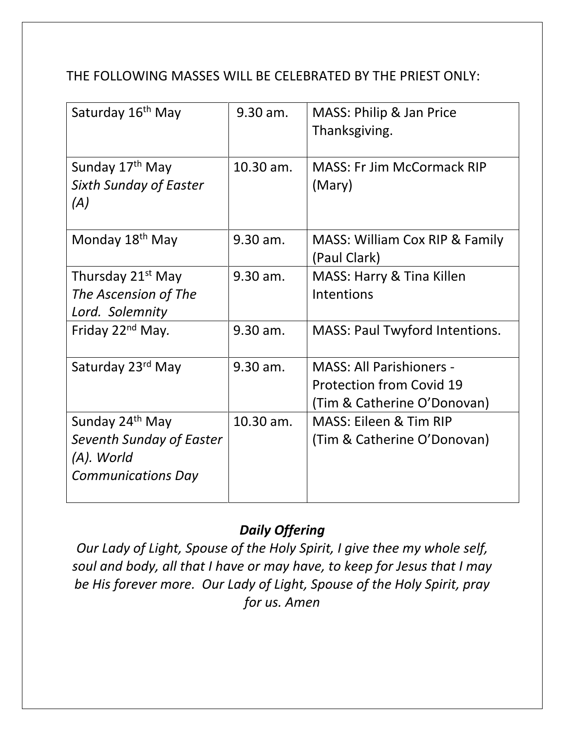THE FOLLOWING MASSES WILL BE CELEBRATED BY THE PRIEST ONLY:

| | | |
|---|---|---|
| Saturday 16th May | 9.30 am. | MASS: Philip & Jan Price Thanksgiving. |
| Sunday 17th May *Sixth Sunday of Easter (A)* | 10.30 am. | MASS: Fr Jim McCormack RIP (Mary) |
| Monday 18th May | 9.30 am. | MASS: William Cox RIP & Family (Paul Clark) |
| Thursday 21st May *The Ascension of The Lord. Solemnity* | 9.30 am. | MASS: Harry & Tina Killen Intentions |
| Friday 22nd May. | 9.30 am. | MASS: Paul Twyford Intentions. |
| Saturday 23rd May | 9.30 am. | MASS: All Parishioners - Protection from Covid 19 (Tim & Catherine O'Donovan) |
| Sunday 24th May *Seventh Sunday of Easter (A). World Communications Day* | 10.30 am. | MASS: Eileen & Tim RIP (Tim & Catherine O'Donovan) |

***Daily Offering***

*Our Lady of Light, Spouse of the Holy Spirit, I give thee my whole self, soul and body, all that I have or may have, to keep for Jesus that I may be His forever more. Our Lady of Light, Spouse of the Holy Spirit, pray for us. Amen*